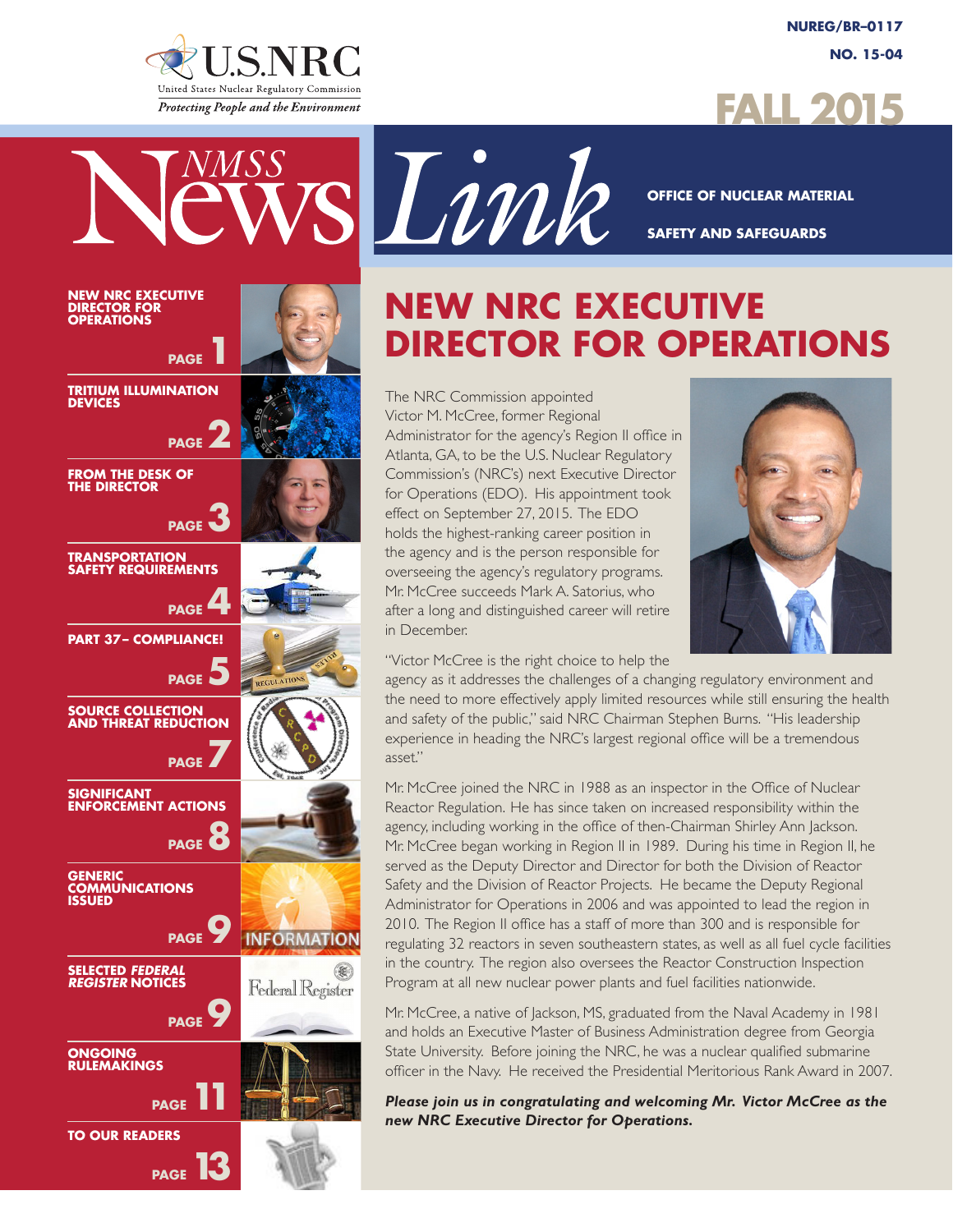NUREG/BR–0117

NO. 15-04

FALL 2015

U.S.NRC

United States Nuclear Regulatory Commission

*Protecting People and the Environment*

# NMSS News *Link*

OFFICE OF NUCLEAR MATERIAL SAFETY AND SAFEGUARDS

- NEW NRC EXECUTIVE DIRECTOR FOR OPERATIONS — PAGE 1
- TRITIUM ILLUMINATION DEVICES — PAGE 2
- FROM THE DESK OF THE DIRECTOR — PAGE 3
- TRANSPORTATION SAFETY REQUIREMENTS — PAGE 4
- PART 37– COMPLIANCE! — PAGE 5
- SOURCE COLLECTION AND THREAT REDUCTION — PAGE 7
- SIGNIFICANT ENFORCEMENT ACTIONS — PAGE 8
- GENERIC COMMUNICATIONS ISSUED — PAGE 9
- SELECTED *FEDERAL REGISTER* NOTICES — PAGE 9
- ONGOING RULEMAKINGS — PAGE 11
- TO OUR READERS — PAGE 13

## NEW NRC EXECUTIVE DIRECTOR FOR OPERATIONS

The NRC Commission appointed Victor M. McCree, former Regional Administrator for the agency's Region II office in Atlanta, GA, to be the U.S. Nuclear Regulatory Commission's (NRC's) next Executive Director for Operations (EDO). His appointment took effect on September 27, 2015. The EDO holds the highest-ranking career position in the agency and is the person responsible for overseeing the agency's regulatory programs. Mr. McCree succeeds Mark A. Satorius, who after a long and distinguished career will retire in December.

"Victor McCree is the right choice to help the agency as it addresses the challenges of a changing regulatory environment and the need to more effectively apply limited resources while still ensuring the health and safety of the public," said NRC Chairman Stephen Burns. "His leadership experience in heading the NRC's largest regional office will be a tremendous asset."

Mr. McCree joined the NRC in 1988 as an inspector in the Office of Nuclear Reactor Regulation. He has since taken on increased responsibility within the agency, including working in the office of then-Chairman Shirley Ann Jackson. Mr. McCree began working in Region II in 1989. During his time in Region II, he served as the Deputy Director and Director for both the Division of Reactor Safety and the Division of Reactor Projects. He became the Deputy Regional Administrator for Operations in 2006 and was appointed to lead the region in 2010. The Region II office has a staff of more than 300 and is responsible for regulating 32 reactors in seven southeastern states, as well as all fuel cycle facilities in the country. The region also oversees the Reactor Construction Inspection Program at all new nuclear power plants and fuel facilities nationwide.

Mr. McCree, a native of Jackson, MS, graduated from the Naval Academy in 1981 and holds an Executive Master of Business Administration degree from Georgia State University. Before joining the NRC, he was a nuclear qualified submarine officer in the Navy. He received the Presidential Meritorious Rank Award in 2007.

***Please join us in congratulating and welcoming Mr. Victor McCree as the new NRC Executive Director for Operations.***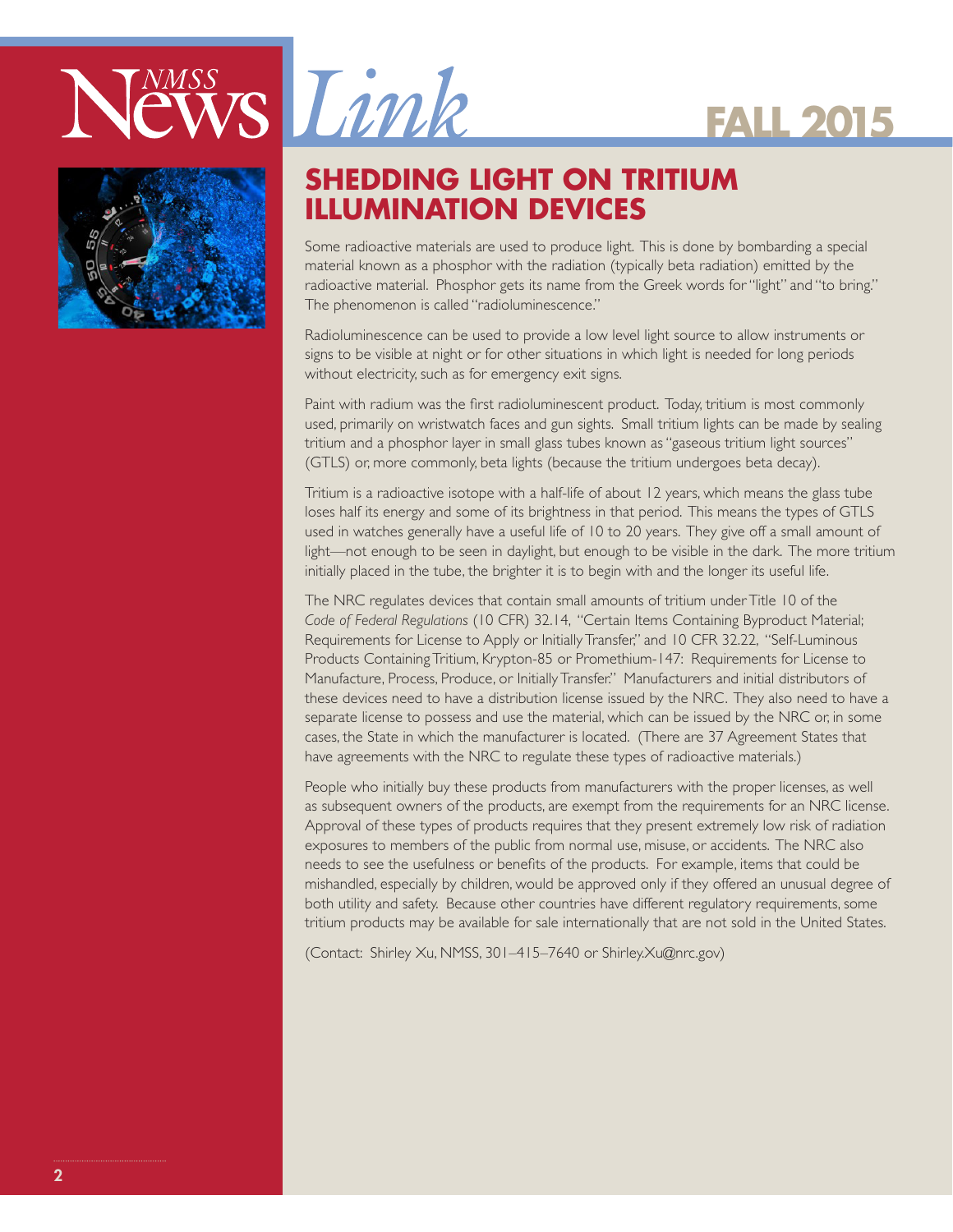# SHEDDING LIGHT ON TRITIUM ILLUMINATION DEVICES

Some radioactive materials are used to produce light. This is done by bombarding a special material known as a phosphor with the radiation (typically beta radiation) emitted by the radioactive material. Phosphor gets its name from the Greek words for "light" and "to bring." The phenomenon is called "radioluminescence."

Radioluminescence can be used to provide a low level light source to allow instruments or signs to be visible at night or for other situations in which light is needed for long periods without electricity, such as for emergency exit signs.

Paint with radium was the first radioluminescent product. Today, tritium is most commonly used, primarily on wristwatch faces and gun sights. Small tritium lights can be made by sealing tritium and a phosphor layer in small glass tubes known as "gaseous tritium light sources" (GTLS) or, more commonly, beta lights (because the tritium undergoes beta decay).

Tritium is a radioactive isotope with a half-life of about 12 years, which means the glass tube loses half its energy and some of its brightness in that period. This means the types of GTLS used in watches generally have a useful life of 10 to 20 years. They give off a small amount of light—not enough to be seen in daylight, but enough to be visible in the dark. The more tritium initially placed in the tube, the brighter it is to begin with and the longer its useful life.

The NRC regulates devices that contain small amounts of tritium under Title 10 of the *Code of Federal Regulations* (10 CFR) 32.14, "Certain Items Containing Byproduct Material; Requirements for License to Apply or Initially Transfer," and 10 CFR 32.22, "Self-Luminous Products Containing Tritium, Krypton-85 or Promethium-147: Requirements for License to Manufacture, Process, Produce, or Initially Transfer." Manufacturers and initial distributors of these devices need to have a distribution license issued by the NRC. They also need to have a separate license to possess and use the material, which can be issued by the NRC or, in some cases, the State in which the manufacturer is located. (There are 37 Agreement States that have agreements with the NRC to regulate these types of radioactive materials.)

People who initially buy these products from manufacturers with the proper licenses, as well as subsequent owners of the products, are exempt from the requirements for an NRC license. Approval of these types of products requires that they present extremely low risk of radiation exposures to members of the public from normal use, misuse, or accidents. The NRC also needs to see the usefulness or benefits of the products. For example, items that could be mishandled, especially by children, would be approved only if they offered an unusual degree of both utility and safety. Because other countries have different regulatory requirements, some tritium products may be available for sale internationally that are not sold in the United States.

(Contact: Shirley Xu, NMSS, 301–415–7640 or Shirley.Xu@nrc.gov)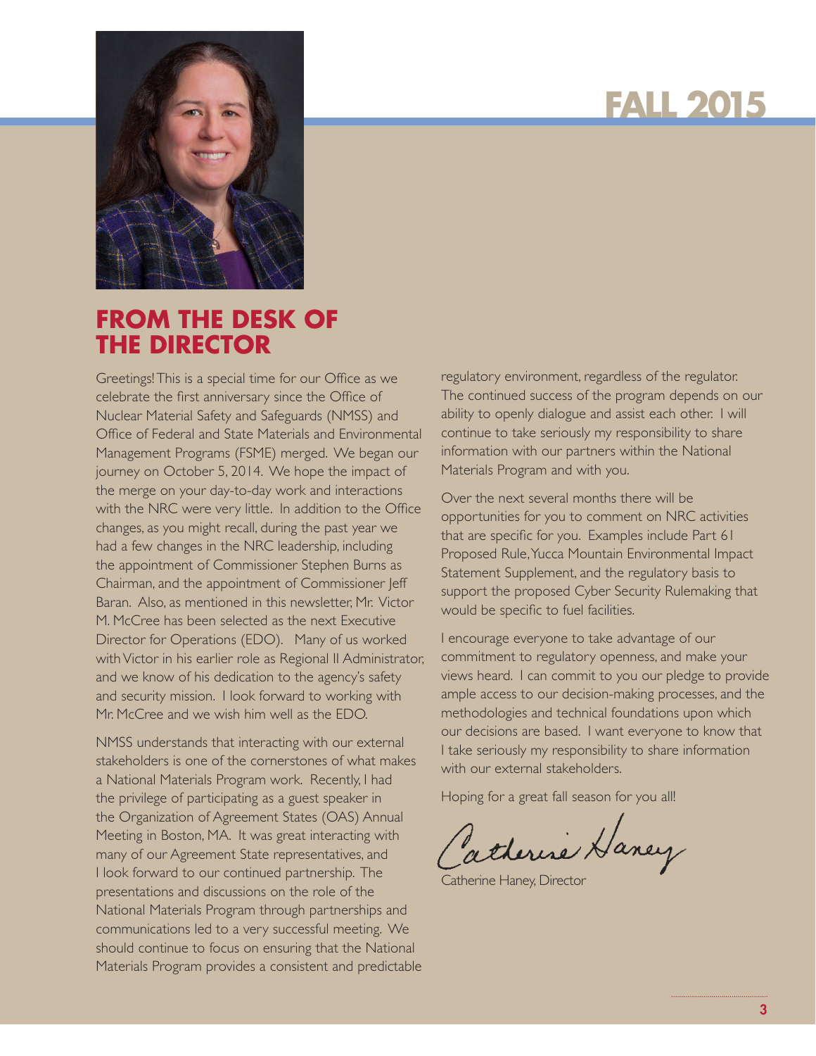# FALL 2015

## FROM THE DESK OF THE DIRECTOR

Greetings! This is a special time for our Office as we celebrate the first anniversary since the Office of Nuclear Material Safety and Safeguards (NMSS) and Office of Federal and State Materials and Environmental Management Programs (FSME) merged. We began our journey on October 5, 2014. We hope the impact of the merge on your day-to-day work and interactions with the NRC were very little. In addition to the Office changes, as you might recall, during the past year we had a few changes in the NRC leadership, including the appointment of Commissioner Stephen Burns as Chairman, and the appointment of Commissioner Jeff Baran. Also, as mentioned in this newsletter, Mr. Victor M. McCree has been selected as the next Executive Director for Operations (EDO). Many of us worked with Victor in his earlier role as Regional II Administrator, and we know of his dedication to the agency's safety and security mission. I look forward to working with Mr. McCree and we wish him well as the EDO.

NMSS understands that interacting with our external stakeholders is one of the cornerstones of what makes a National Materials Program work. Recently, I had the privilege of participating as a guest speaker in the Organization of Agreement States (OAS) Annual Meeting in Boston, MA. It was great interacting with many of our Agreement State representatives, and I look forward to our continued partnership. The presentations and discussions on the role of the National Materials Program through partnerships and communications led to a very successful meeting. We should continue to focus on ensuring that the National Materials Program provides a consistent and predictable regulatory environment, regardless of the regulator. The continued success of the program depends on our ability to openly dialogue and assist each other. I will continue to take seriously my responsibility to share information with our partners within the National Materials Program and with you.

Over the next several months there will be opportunities for you to comment on NRC activities that are specific for you. Examples include Part 61 Proposed Rule, Yucca Mountain Environmental Impact Statement Supplement, and the regulatory basis to support the proposed Cyber Security Rulemaking that would be specific to fuel facilities.

I encourage everyone to take advantage of our commitment to regulatory openness, and make your views heard. I can commit to you our pledge to provide ample access to our decision-making processes, and the methodologies and technical foundations upon which our decisions are based. I want everyone to know that I take seriously my responsibility to share information with our external stakeholders.

Hoping for a great fall season for you all!

Catherine Haney

Catherine Haney, Director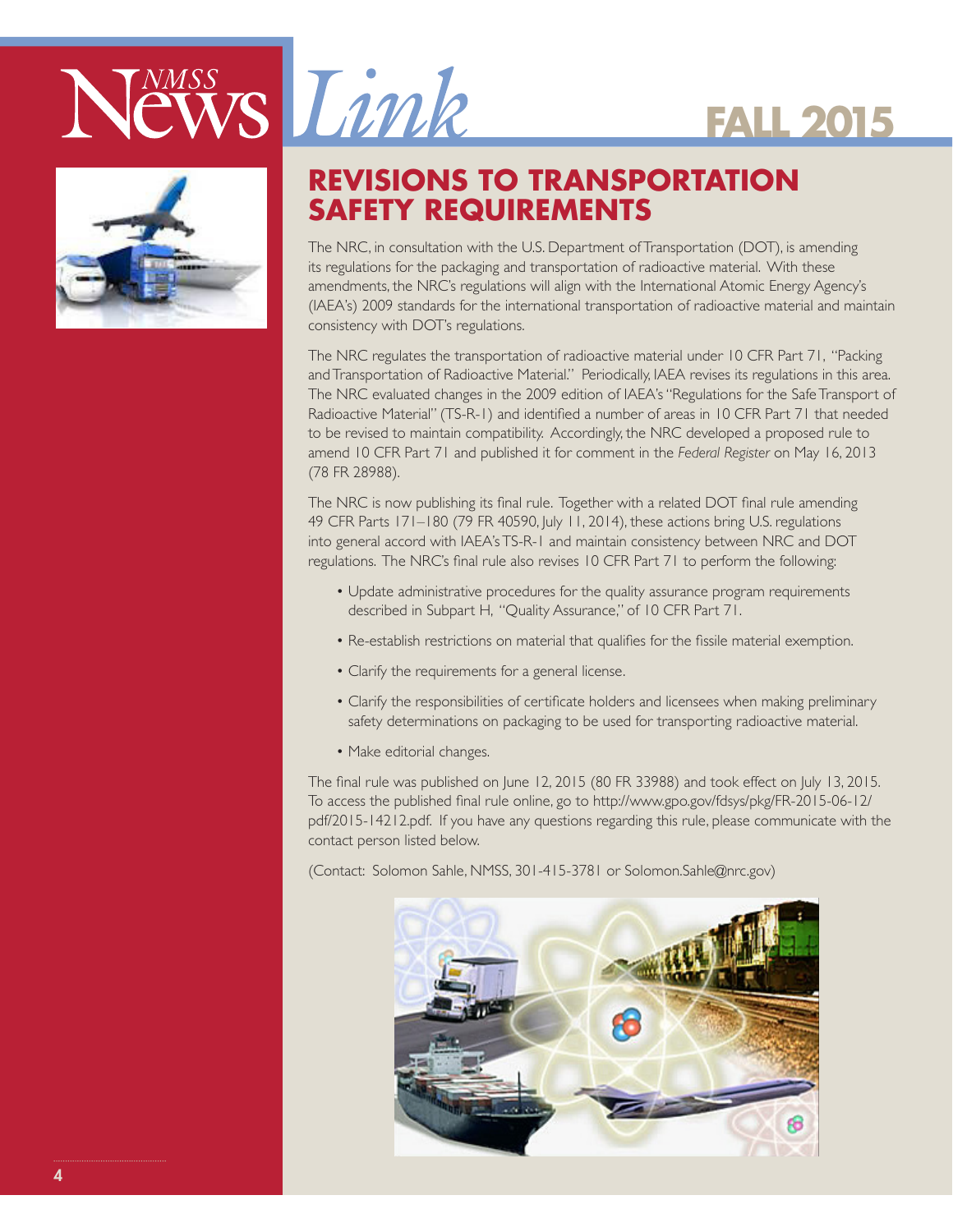# REVISIONS TO TRANSPORTATION SAFETY REQUIREMENTS

The NRC, in consultation with the U.S. Department of Transportation (DOT), is amending its regulations for the packaging and transportation of radioactive material. With these amendments, the NRC's regulations will align with the International Atomic Energy Agency's (IAEA's) 2009 standards for the international transportation of radioactive material and maintain consistency with DOT's regulations.

The NRC regulates the transportation of radioactive material under 10 CFR Part 71, "Packing and Transportation of Radioactive Material." Periodically, IAEA revises its regulations in this area. The NRC evaluated changes in the 2009 edition of IAEA's "Regulations for the Safe Transport of Radioactive Material" (TS-R-1) and identified a number of areas in 10 CFR Part 71 that needed to be revised to maintain compatibility. Accordingly, the NRC developed a proposed rule to amend 10 CFR Part 71 and published it for comment in the *Federal Register* on May 16, 2013 (78 FR 28988).

The NRC is now publishing its final rule. Together with a related DOT final rule amending 49 CFR Parts 171–180 (79 FR 40590, July 11, 2014), these actions bring U.S. regulations into general accord with IAEA's TS-R-1 and maintain consistency between NRC and DOT regulations. The NRC's final rule also revises 10 CFR Part 71 to perform the following:

- Update administrative procedures for the quality assurance program requirements described in Subpart H, "Quality Assurance," of 10 CFR Part 71.
- Re-establish restrictions on material that qualifies for the fissile material exemption.
- Clarify the requirements for a general license.
- Clarify the responsibilities of certificate holders and licensees when making preliminary safety determinations on packaging to be used for transporting radioactive material.
- Make editorial changes.

The final rule was published on June 12, 2015 (80 FR 33988) and took effect on July 13, 2015. To access the published final rule online, go to http://www.gpo.gov/fdsys/pkg/FR-2015-06-12/pdf/2015-14212.pdf. If you have any questions regarding this rule, please communicate with the contact person listed below.

(Contact: Solomon Sahle, NMSS, 301-415-3781 or Solomon.Sahle@nrc.gov)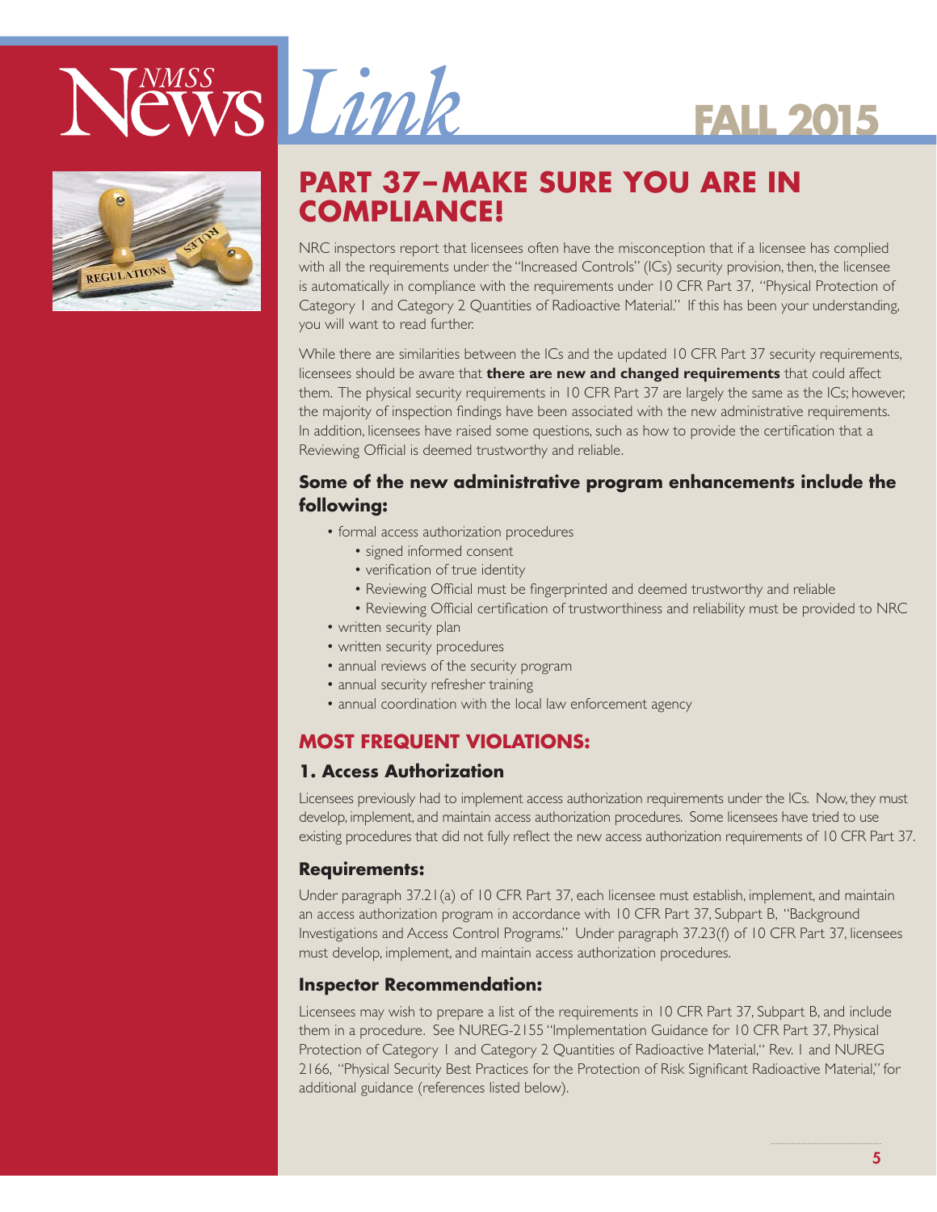## PART 37–MAKE SURE YOU ARE IN COMPLIANCE!

NRC inspectors report that licensees often have the misconception that if a licensee has complied with all the requirements under the "Increased Controls" (ICs) security provision, then, the licensee is automatically in compliance with the requirements under 10 CFR Part 37, "Physical Protection of Category 1 and Category 2 Quantities of Radioactive Material." If this has been your understanding, you will want to read further.

While there are similarities between the ICs and the updated 10 CFR Part 37 security requirements, licensees should be aware that **there are new and changed requirements** that could affect them. The physical security requirements in 10 CFR Part 37 are largely the same as the ICs; however, the majority of inspection findings have been associated with the new administrative requirements. In addition, licensees have raised some questions, such as how to provide the certification that a Reviewing Official is deemed trustworthy and reliable.

### Some of the new administrative program enhancements include the following:

- formal access authorization procedures
  - signed informed consent
  - verification of true identity
  - Reviewing Official must be fingerprinted and deemed trustworthy and reliable
  - Reviewing Official certification of trustworthiness and reliability must be provided to NRC
- written security plan
- written security procedures
- annual reviews of the security program
- annual security refresher training
- annual coordination with the local law enforcement agency

### MOST FREQUENT VIOLATIONS:

#### 1. Access Authorization

Licensees previously had to implement access authorization requirements under the ICs. Now, they must develop, implement, and maintain access authorization procedures. Some licensees have tried to use existing procedures that did not fully reflect the new access authorization requirements of 10 CFR Part 37.

#### Requirements:

Under paragraph 37.21(a) of 10 CFR Part 37, each licensee must establish, implement, and maintain an access authorization program in accordance with 10 CFR Part 37, Subpart B, "Background Investigations and Access Control Programs." Under paragraph 37.23(f) of 10 CFR Part 37, licensees must develop, implement, and maintain access authorization procedures.

#### Inspector Recommendation:

Licensees may wish to prepare a list of the requirements in 10 CFR Part 37, Subpart B, and include them in a procedure. See NUREG-2155 "Implementation Guidance for 10 CFR Part 37, Physical Protection of Category 1 and Category 2 Quantities of Radioactive Material," Rev. 1 and NUREG 2166, "Physical Security Best Practices for the Protection of Risk Significant Radioactive Material," for additional guidance (references listed below).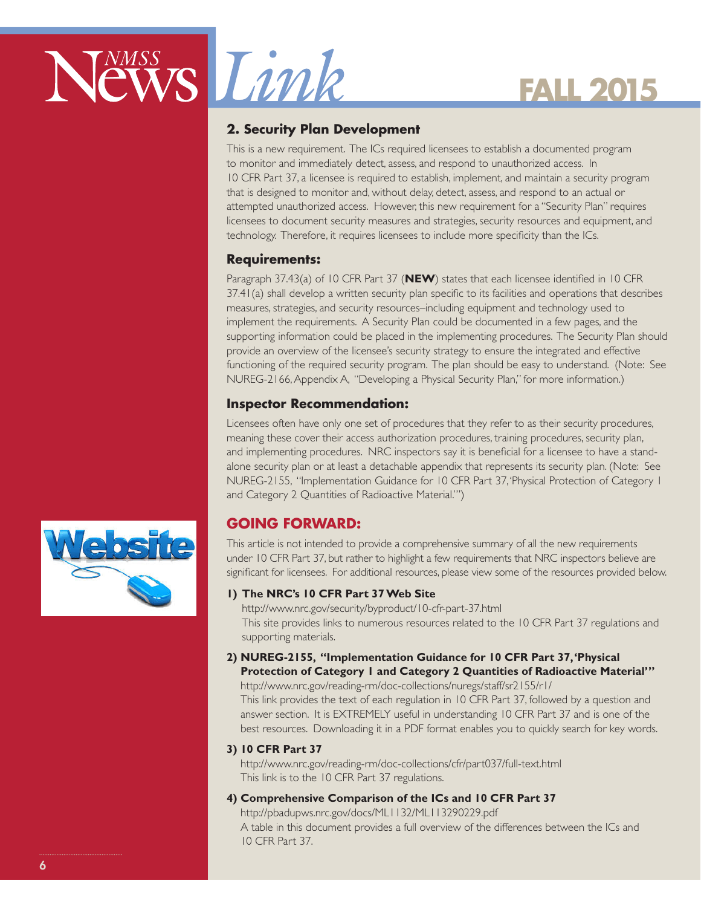## 2. Security Plan Development

This is a new requirement. The ICs required licensees to establish a documented program to monitor and immediately detect, assess, and respond to unauthorized access. In 10 CFR Part 37, a licensee is required to establish, implement, and maintain a security program that is designed to monitor and, without delay, detect, assess, and respond to an actual or attempted unauthorized access. However, this new requirement for a "Security Plan" requires licensees to document security measures and strategies, security resources and equipment, and technology. Therefore, it requires licensees to include more specificity than the ICs.

### Requirements:

Paragraph 37.43(a) of 10 CFR Part 37 (**NEW**) states that each licensee identified in 10 CFR 37.41(a) shall develop a written security plan specific to its facilities and operations that describes measures, strategies, and security resources–including equipment and technology used to implement the requirements. A Security Plan could be documented in a few pages, and the supporting information could be placed in the implementing procedures. The Security Plan should provide an overview of the licensee's security strategy to ensure the integrated and effective functioning of the required security program. The plan should be easy to understand. (Note: See NUREG-2166, Appendix A, "Developing a Physical Security Plan," for more information.)

### Inspector Recommendation:

Licensees often have only one set of procedures that they refer to as their security procedures, meaning these cover their access authorization procedures, training procedures, security plan, and implementing procedures. NRC inspectors say it is beneficial for a licensee to have a stand-alone security plan or at least a detachable appendix that represents its security plan. (Note: See NUREG-2155, "Implementation Guidance for 10 CFR Part 37, 'Physical Protection of Category 1 and Category 2 Quantities of Radioactive Material.'")

## GOING FORWARD:

This article is not intended to provide a comprehensive summary of all the new requirements under 10 CFR Part 37, but rather to highlight a few requirements that NRC inspectors believe are significant for licensees. For additional resources, please view some of the resources provided below.

**1) The NRC's 10 CFR Part 37 Web Site**
http://www.nrc.gov/security/byproduct/10-cfr-part-37.html
This site provides links to numerous resources related to the 10 CFR Part 37 regulations and supporting materials.

**2) NUREG-2155, "Implementation Guidance for 10 CFR Part 37, 'Physical Protection of Category 1 and Category 2 Quantities of Radioactive Material'"**
http://www.nrc.gov/reading-rm/doc-collections/nuregs/staff/sr2155/r1/
This link provides the text of each regulation in 10 CFR Part 37, followed by a question and answer section. It is EXTREMELY useful in understanding 10 CFR Part 37 and is one of the best resources. Downloading it in a PDF format enables you to quickly search for key words.

**3) 10 CFR Part 37**
http://www.nrc.gov/reading-rm/doc-collections/cfr/part037/full-text.html
This link is to the 10 CFR Part 37 regulations.

**4) Comprehensive Comparison of the ICs and 10 CFR Part 37**
http://pbadupws.nrc.gov/docs/ML1132/ML113290229.pdf
A table in this document provides a full overview of the differences between the ICs and 10 CFR Part 37.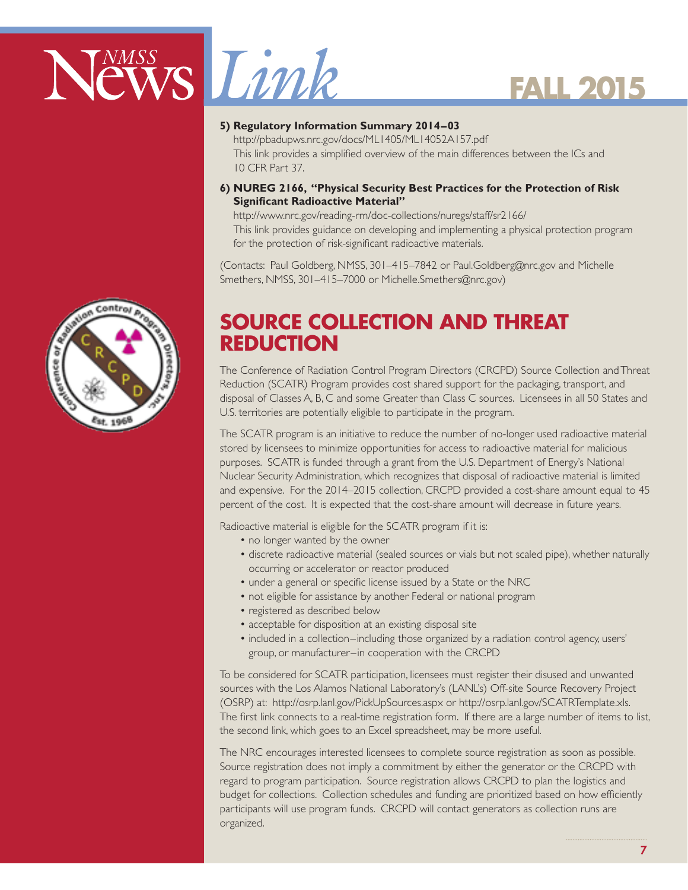**5) Regulatory Information Summary 2014–03**

http://pbadupws.nrc.gov/docs/ML1405/ML14052A157.pdf

This link provides a simplified overview of the main differences between the ICs and 10 CFR Part 37.

**6) NUREG 2166, "Physical Security Best Practices for the Protection of Risk Significant Radioactive Material"**

http://www.nrc.gov/reading-rm/doc-collections/nuregs/staff/sr2166/

This link provides guidance on developing and implementing a physical protection program for the protection of risk-significant radioactive materials.

(Contacts: Paul Goldberg, NMSS, 301–415–7842 or Paul.Goldberg@nrc.gov and Michelle Smethers, NMSS, 301–415–7000 or Michelle.Smethers@nrc.gov)

## SOURCE COLLECTION AND THREAT REDUCTION

The Conference of Radiation Control Program Directors (CRCPD) Source Collection and Threat Reduction (SCATR) Program provides cost shared support for the packaging, transport, and disposal of Classes A, B, C and some Greater than Class C sources. Licensees in all 50 States and U.S. territories are potentially eligible to participate in the program.

The SCATR program is an initiative to reduce the number of no-longer used radioactive material stored by licensees to minimize opportunities for access to radioactive material for malicious purposes. SCATR is funded through a grant from the U.S. Department of Energy's National Nuclear Security Administration, which recognizes that disposal of radioactive material is limited and expensive. For the 2014–2015 collection, CRCPD provided a cost-share amount equal to 45 percent of the cost. It is expected that the cost-share amount will decrease in future years.

Radioactive material is eligible for the SCATR program if it is:

- no longer wanted by the owner
- discrete radioactive material (sealed sources or vials but not scaled pipe), whether naturally occurring or accelerator or reactor produced
- under a general or specific license issued by a State or the NRC
- not eligible for assistance by another Federal or national program
- registered as described below
- acceptable for disposition at an existing disposal site
- included in a collection–including those organized by a radiation control agency, users' group, or manufacturer–in cooperation with the CRCPD

To be considered for SCATR participation, licensees must register their disused and unwanted sources with the Los Alamos National Laboratory's (LANL's) Off-site Source Recovery Project (OSRP) at: http://osrp.lanl.gov/PickUpSources.aspx or http://osrp.lanl.gov/SCATRTemplate.xls. The first link connects to a real-time registration form. If there are a large number of items to list, the second link, which goes to an Excel spreadsheet, may be more useful.

The NRC encourages interested licensees to complete source registration as soon as possible. Source registration does not imply a commitment by either the generator or the CRCPD with regard to program participation. Source registration allows CRCPD to plan the logistics and budget for collections. Collection schedules and funding are prioritized based on how efficiently participants will use program funds. CRCPD will contact generators as collection runs are organized.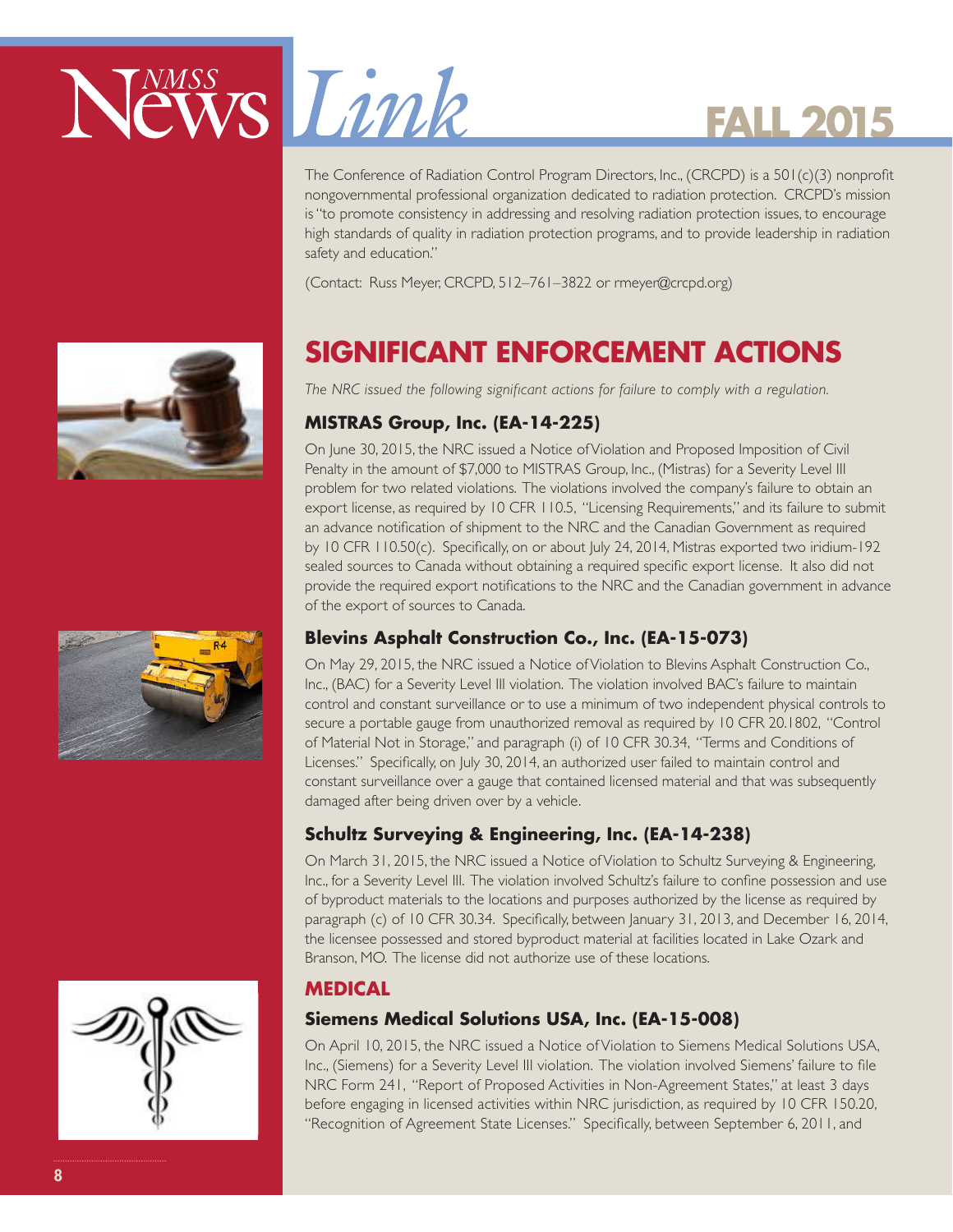The Conference of Radiation Control Program Directors, Inc., (CRCPD) is a 501(c)(3) nonprofit nongovernmental professional organization dedicated to radiation protection. CRCPD's mission is "to promote consistency in addressing and resolving radiation protection issues, to encourage high standards of quality in radiation protection programs, and to provide leadership in radiation safety and education."

(Contact: Russ Meyer, CRCPD, 512–761–3822 or rmeyer@crcpd.org)

## SIGNIFICANT ENFORCEMENT ACTIONS

*The NRC issued the following significant actions for failure to comply with a regulation.*

### MISTRAS Group, Inc. (EA-14-225)

On June 30, 2015, the NRC issued a Notice of Violation and Proposed Imposition of Civil Penalty in the amount of $7,000 to MISTRAS Group, Inc., (Mistras) for a Severity Level III problem for two related violations. The violations involved the company's failure to obtain an export license, as required by 10 CFR 110.5, "Licensing Requirements," and its failure to submit an advance notification of shipment to the NRC and the Canadian Government as required by 10 CFR 110.50(c). Specifically, on or about July 24, 2014, Mistras exported two iridium-192 sealed sources to Canada without obtaining a required specific export license. It also did not provide the required export notifications to the NRC and the Canadian government in advance of the export of sources to Canada.

### Blevins Asphalt Construction Co., Inc. (EA-15-073)

On May 29, 2015, the NRC issued a Notice of Violation to Blevins Asphalt Construction Co., Inc., (BAC) for a Severity Level III violation. The violation involved BAC's failure to maintain control and constant surveillance or to use a minimum of two independent physical controls to secure a portable gauge from unauthorized removal as required by 10 CFR 20.1802, "Control of Material Not in Storage," and paragraph (i) of 10 CFR 30.34, "Terms and Conditions of Licenses." Specifically, on July 30, 2014, an authorized user failed to maintain control and constant surveillance over a gauge that contained licensed material and that was subsequently damaged after being driven over by a vehicle.

### Schultz Surveying & Engineering, Inc. (EA-14-238)

On March 31, 2015, the NRC issued a Notice of Violation to Schultz Surveying & Engineering, Inc., for a Severity Level III. The violation involved Schultz's failure to confine possession and use of byproduct materials to the locations and purposes authorized by the license as required by paragraph (c) of 10 CFR 30.34. Specifically, between January 31, 2013, and December 16, 2014, the licensee possessed and stored byproduct material at facilities located in Lake Ozark and Branson, MO. The license did not authorize use of these locations.

## MEDICAL

### Siemens Medical Solutions USA, Inc. (EA-15-008)

On April 10, 2015, the NRC issued a Notice of Violation to Siemens Medical Solutions USA, Inc., (Siemens) for a Severity Level III violation. The violation involved Siemens' failure to file NRC Form 241, "Report of Proposed Activities in Non-Agreement States," at least 3 days before engaging in licensed activities within NRC jurisdiction, as required by 10 CFR 150.20, "Recognition of Agreement State Licenses." Specifically, between September 6, 2011, and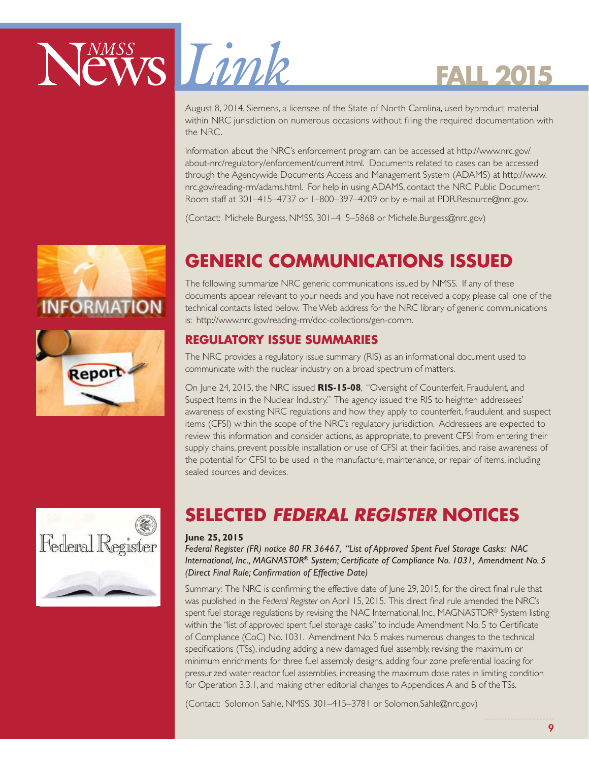August 8, 2014, Siemens, a licensee of the State of North Carolina, used byproduct material within NRC jurisdiction on numerous occasions without filing the required documentation with the NRC.

Information about the NRC's enforcement program can be accessed at http://www.nrc.gov/about-nrc/regulatory/enforcement/current.html. Documents related to cases can be accessed through the Agencywide Documents Access and Management System (ADAMS) at http://www.nrc.gov/reading-rm/adams.html. For help in using ADAMS, contact the NRC Public Document Room staff at 301–415–4737 or 1–800–397–4209 or by e-mail at PDR.Resource@nrc.gov.

(Contact: Michele Burgess, NMSS, 301–415–5868 or Michele.Burgess@nrc.gov)

## GENERIC COMMUNICATIONS ISSUED

The following summarize NRC generic communications issued by NMSS. If any of these documents appear relevant to your needs and you have not received a copy, please call one of the technical contacts listed below. The Web address for the NRC library of generic communications is: http://www.nrc.gov/reading-rm/doc-collections/gen-comm.

### REGULATORY ISSUE SUMMARIES

The NRC provides a regulatory issue summary (RIS) as an informational document used to communicate with the nuclear industry on a broad spectrum of matters.

On June 24, 2015, the NRC issued **RIS-15-08**, "Oversight of Counterfeit, Fraudulent, and Suspect Items in the Nuclear Industry." The agency issued the RIS to heighten addressees' awareness of existing NRC regulations and how they apply to counterfeit, fraudulent, and suspect items (CFSI) within the scope of the NRC's regulatory jurisdiction. Addressees are expected to review this information and consider actions, as appropriate, to prevent CFSI from entering their supply chains, prevent possible installation or use of CFSI at their facilities, and raise awareness of the potential for CFSI to be used in the manufacture, maintenance, or repair of items, including sealed sources and devices.

## SELECTED *FEDERAL REGISTER* NOTICES

**June 25, 2015**

*Federal Register (FR) notice 80 FR 36467, "List of Approved Spent Fuel Storage Casks: NAC International, Inc., MAGNASTOR® System; Certificate of Compliance No. 1031, Amendment No. 5 (Direct Final Rule; Confirmation of Effective Date)*

Summary: The NRC is confirming the effective date of June 29, 2015, for the direct final rule that was published in the *Federal Register* on April 15, 2015. This direct final rule amended the NRC's spent fuel storage regulations by revising the NAC International, Inc., MAGNASTOR® System listing within the "list of approved spent fuel storage casks" to include Amendment No. 5 to Certificate of Compliance (CoC) No. 1031. Amendment No. 5 makes numerous changes to the technical specifications (TSs), including adding a new damaged fuel assembly, revising the maximum or minimum enrichments for three fuel assembly designs, adding four zone preferential loading for pressurized water reactor fuel assemblies, increasing the maximum dose rates in limiting condition for Operation 3.3.1, and making other editorial changes to Appendices A and B of the TSs.

(Contact: Solomon Sahle, NMSS, 301–415–3781 or Solomon.Sahle@nrc.gov)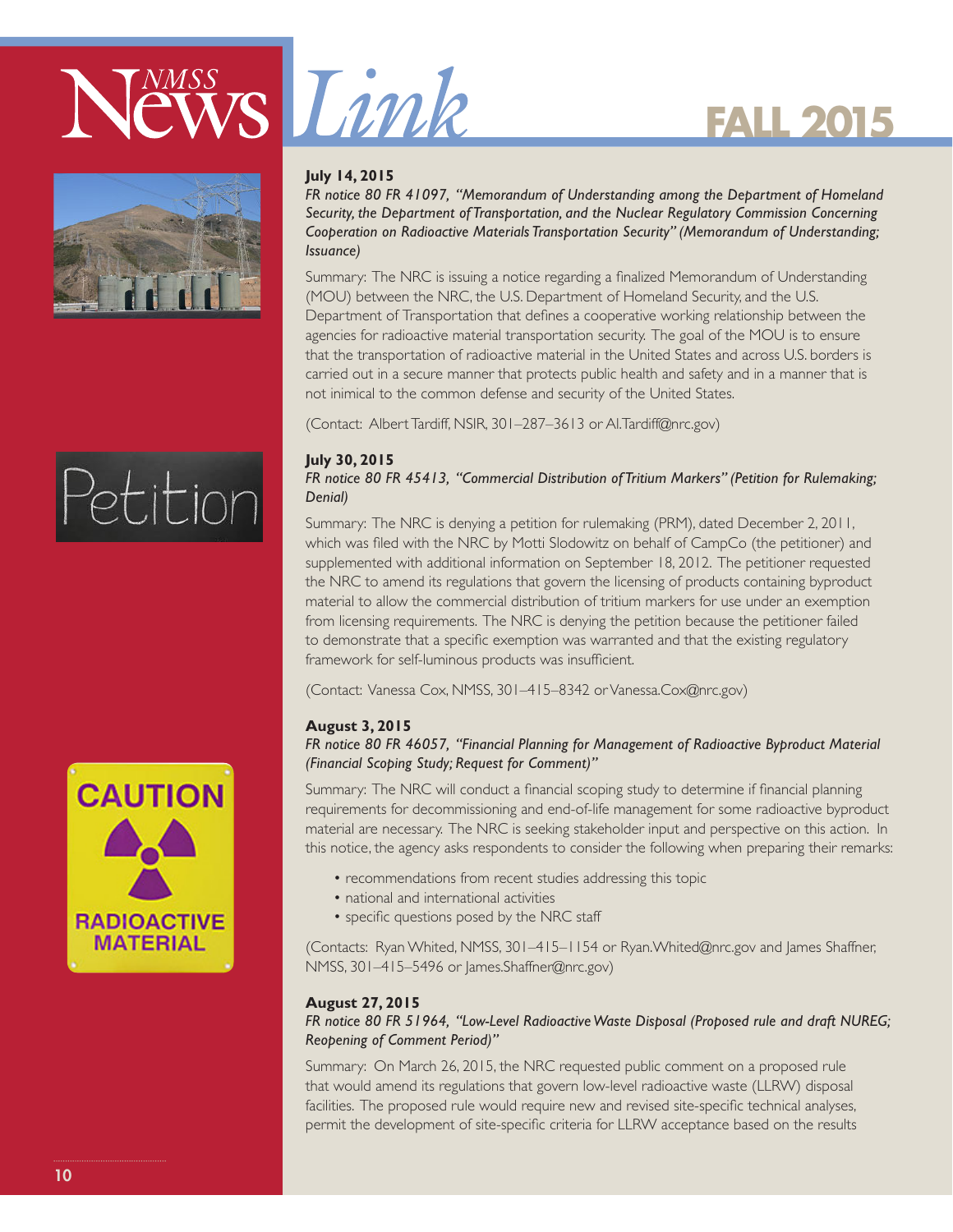**July 14, 2015**

*FR notice 80 FR 41097, "Memorandum of Understanding among the Department of Homeland Security, the Department of Transportation, and the Nuclear Regulatory Commission Concerning Cooperation on Radioactive Materials Transportation Security" (Memorandum of Understanding; Issuance)*

Summary: The NRC is issuing a notice regarding a finalized Memorandum of Understanding (MOU) between the NRC, the U.S. Department of Homeland Security, and the U.S. Department of Transportation that defines a cooperative working relationship between the agencies for radioactive material transportation security. The goal of the MOU is to ensure that the transportation of radioactive material in the United States and across U.S. borders is carried out in a secure manner that protects public health and safety and in a manner that is not inimical to the common defense and security of the United States.

(Contact: Albert Tardiff, NSIR, 301–287–3613 or Al.Tardiff@nrc.gov)

**July 30, 2015**

*FR notice 80 FR 45413, "Commercial Distribution of Tritium Markers" (Petition for Rulemaking; Denial)*

Summary: The NRC is denying a petition for rulemaking (PRM), dated December 2, 2011, which was filed with the NRC by Motti Slodowitz on behalf of CampCo (the petitioner) and supplemented with additional information on September 18, 2012. The petitioner requested the NRC to amend its regulations that govern the licensing of products containing byproduct material to allow the commercial distribution of tritium markers for use under an exemption from licensing requirements. The NRC is denying the petition because the petitioner failed to demonstrate that a specific exemption was warranted and that the existing regulatory framework for self-luminous products was insufficient.

(Contact: Vanessa Cox, NMSS, 301–415–8342 or Vanessa.Cox@nrc.gov)

**August 3, 2015**

*FR notice 80 FR 46057, "Financial Planning for Management of Radioactive Byproduct Material (Financial Scoping Study; Request for Comment)"*

Summary: The NRC will conduct a financial scoping study to determine if financial planning requirements for decommissioning and end-of-life management for some radioactive byproduct material are necessary. The NRC is seeking stakeholder input and perspective on this action. In this notice, the agency asks respondents to consider the following when preparing their remarks:

- recommendations from recent studies addressing this topic
- national and international activities
- specific questions posed by the NRC staff

(Contacts: Ryan Whited, NMSS, 301–415–1154 or Ryan.Whited@nrc.gov and James Shaffner, NMSS, 301–415–5496 or James.Shaffner@nrc.gov)

**August 27, 2015**

*FR notice 80 FR 51964, "Low-Level Radioactive Waste Disposal (Proposed rule and draft NUREG; Reopening of Comment Period)"*

Summary: On March 26, 2015, the NRC requested public comment on a proposed rule that would amend its regulations that govern low-level radioactive waste (LLRW) disposal facilities. The proposed rule would require new and revised site-specific technical analyses, permit the development of site-specific criteria for LLRW acceptance based on the results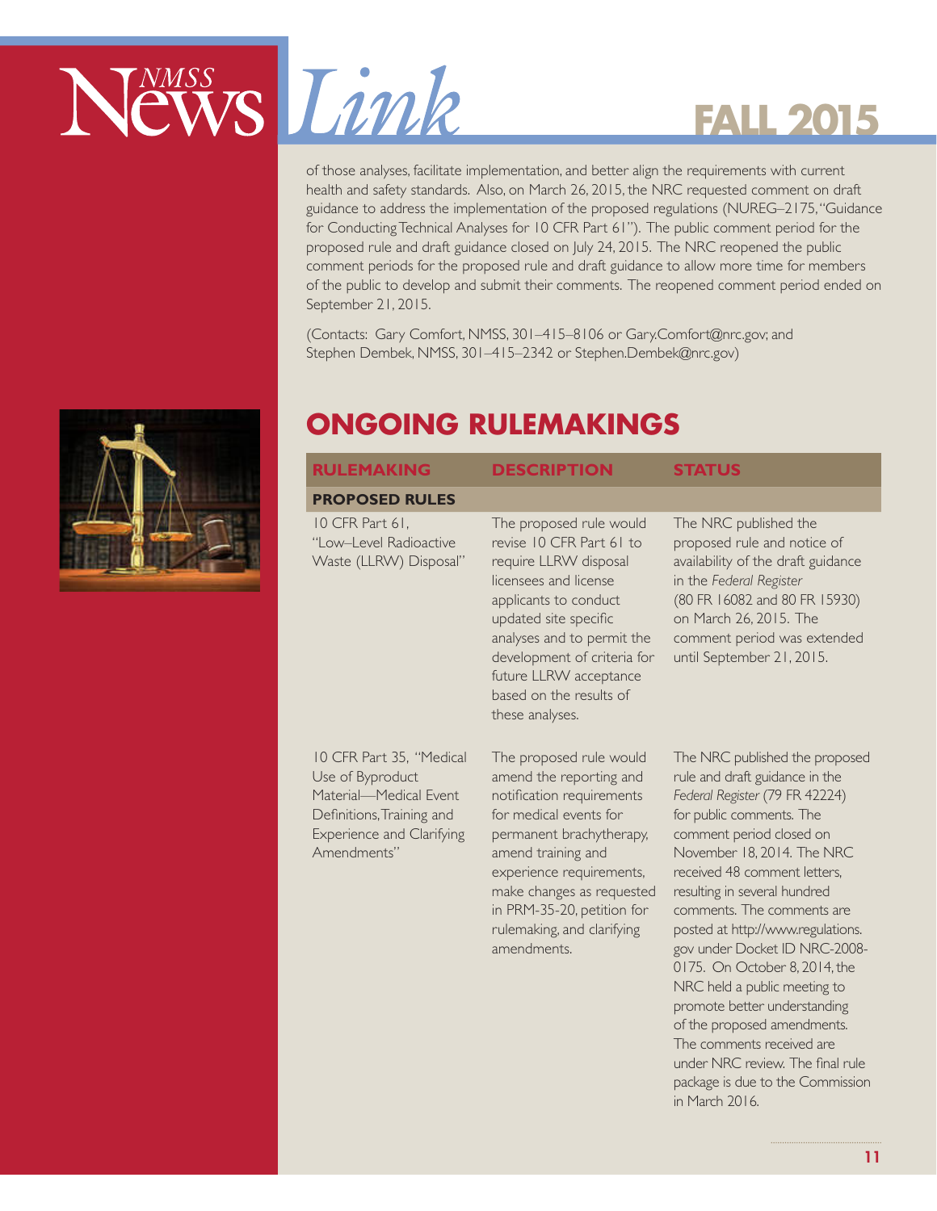of those analyses, facilitate implementation, and better align the requirements with current health and safety standards. Also, on March 26, 2015, the NRC requested comment on draft guidance to address the implementation of the proposed regulations (NUREG–2175, "Guidance for Conducting Technical Analyses for 10 CFR Part 61"). The public comment period for the proposed rule and draft guidance closed on July 24, 2015. The NRC reopened the public comment periods for the proposed rule and draft guidance to allow more time for members of the public to develop and submit their comments. The reopened comment period ended on September 21, 2015.

(Contacts: Gary Comfort, NMSS, 301–415–8106 or Gary.Comfort@nrc.gov; and Stephen Dembek, NMSS, 301–415–2342 or Stephen.Dembek@nrc.gov)

## ONGOING RULEMAKINGS

| RULEMAKING | DESCRIPTION | STATUS |
|---|---|---|
| **PROPOSED RULES** | | |
| 10 CFR Part 61, "Low–Level Radioactive Waste (LLRW) Disposal" | The proposed rule would revise 10 CFR Part 61 to require LLRW disposal licensees and license applicants to conduct updated site specific analyses and to permit the development of criteria for future LLRW acceptance based on the results of these analyses. | The NRC published the proposed rule and notice of availability of the draft guidance in the *Federal Register* (80 FR 16082 and 80 FR 15930) on March 26, 2015. The comment period was extended until September 21, 2015. |
| 10 CFR Part 35, "Medical Use of Byproduct Material—Medical Event Definitions, Training and Experience and Clarifying Amendments" | The proposed rule would amend the reporting and notification requirements for medical events for permanent brachytherapy, amend training and experience requirements, make changes as requested in PRM-35-20, petition for rulemaking, and clarifying amendments. | The NRC published the proposed rule and draft guidance in the *Federal Register* (79 FR 42224) for public comments. The comment period closed on November 18, 2014. The NRC received 48 comment letters, resulting in several hundred comments. The comments are posted at http://www.regulations.gov under Docket ID NRC-2008-0175. On October 8, 2014, the NRC held a public meeting to promote better understanding of the proposed amendments. The comments received are under NRC review. The final rule package is due to the Commission in March 2016. |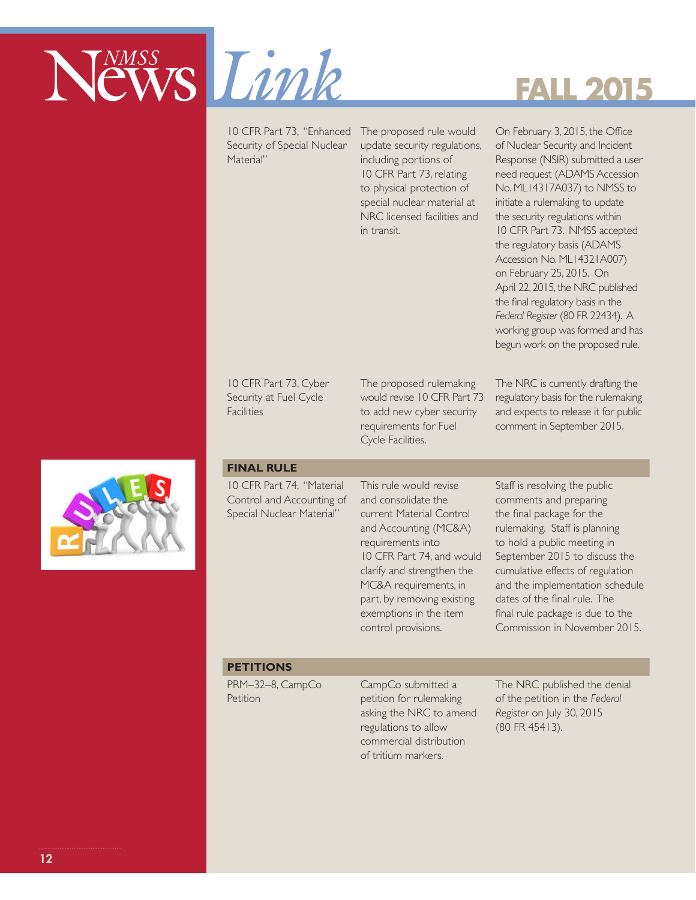| | | |
|---|---|---|
| 10 CFR Part 73, "Enhanced Security of Special Nuclear Material" | The proposed rule would update security regulations, including portions of 10 CFR Part 73, relating to physical protection of special nuclear material at NRC licensed facilities and in transit. | On February 3, 2015, the Office of Nuclear Security and Incident Response (NSIR) submitted a user need request (ADAMS Accession No. ML14317A037) to NMSS to initiate a rulemaking to update the security regulations within 10 CFR Part 73. NMSS accepted the regulatory basis (ADAMS Accession No. ML14321A007) on February 25, 2015. On April 22, 2015, the NRC published the final regulatory basis in the *Federal Register* (80 FR 22434). A working group was formed and has begun work on the proposed rule. |
| 10 CFR Part 73, Cyber Security at Fuel Cycle Facilities | The proposed rulemaking would revise 10 CFR Part 73 to add new cyber security requirements for Fuel Cycle Facilities. | The NRC is currently drafting the regulatory basis for the rulemaking and expects to release it for public comment in September 2015. |
| **FINAL RULE** | | |
| 10 CFR Part 74, "Material Control and Accounting of Special Nuclear Material" | This rule would revise and consolidate the current Material Control and Accounting (MC&A) requirements into 10 CFR Part 74, and would clarify and strengthen the MC&A requirements, in part, by removing existing exemptions in the item control provisions. | Staff is resolving the public comments and preparing the final package for the rulemaking. Staff is planning to hold a public meeting in September 2015 to discuss the cumulative effects of regulation and the implementation schedule dates of the final rule. The final rule package is due to the Commission in November 2015. |
| **PETITIONS** | | |
| PRM–32–8, CampCo Petition | CampCo submitted a petition for rulemaking asking the NRC to amend regulations to allow commercial distribution of tritium markers. | The NRC published the denial of the petition in the *Federal Register* on July 30, 2015 (80 FR 45413). |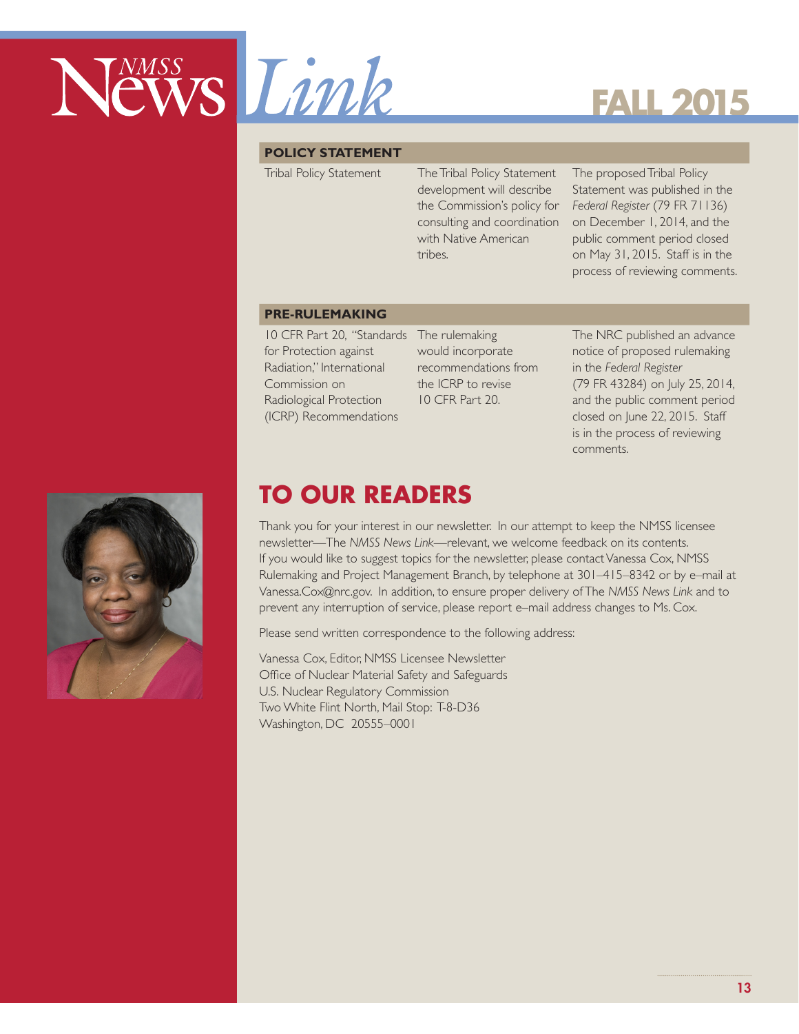| POLICY STATEMENT | | |
| --- | --- | --- |
| Tribal Policy Statement | The Tribal Policy Statement development will describe the Commission's policy for consulting and coordination with Native American tribes. | The proposed Tribal Policy Statement was published in the *Federal Register* (79 FR 71136) on December 1, 2014, and the public comment period closed on May 31, 2015. Staff is in the process of reviewing comments. |

| PRE-RULEMAKING | | |
| --- | --- | --- |
| 10 CFR Part 20, "Standards for Protection against Radiation," International Commission on Radiological Protection (ICRP) Recommendations | The rulemaking would incorporate recommendations from the ICRP to revise 10 CFR Part 20. | The NRC published an advance notice of proposed rulemaking in the *Federal Register* (79 FR 43284) on July 25, 2014, and the public comment period closed on June 22, 2015. Staff is in the process of reviewing comments. |

## TO OUR READERS

Thank you for your interest in our newsletter. In our attempt to keep the NMSS licensee newsletter—The *NMSS News Link*—relevant, we welcome feedback on its contents. If you would like to suggest topics for the newsletter, please contact Vanessa Cox, NMSS Rulemaking and Project Management Branch, by telephone at 301–415–8342 or by e–mail at Vanessa.Cox@nrc.gov. In addition, to ensure proper delivery of The *NMSS News Link* and to prevent any interruption of service, please report e–mail address changes to Ms. Cox.

Please send written correspondence to the following address:

Vanessa Cox, Editor, NMSS Licensee Newsletter
Office of Nuclear Material Safety and Safeguards
U.S. Nuclear Regulatory Commission
Two White Flint North, Mail Stop: T-8-D36
Washington, DC 20555–0001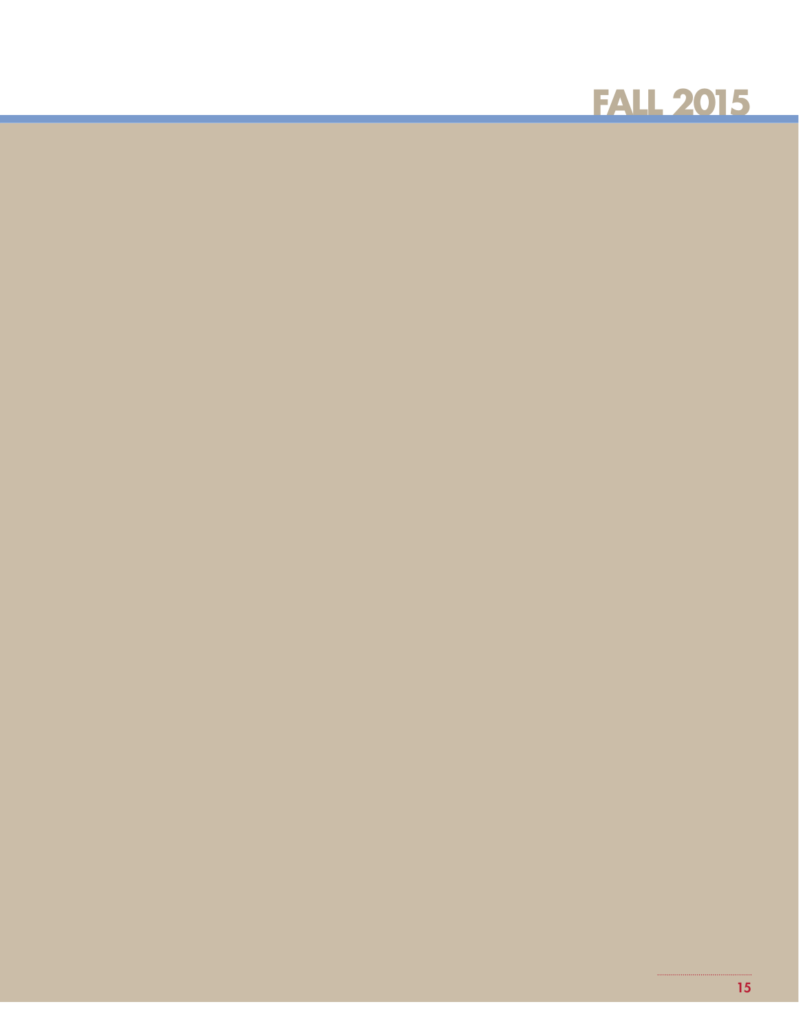# FALL 2015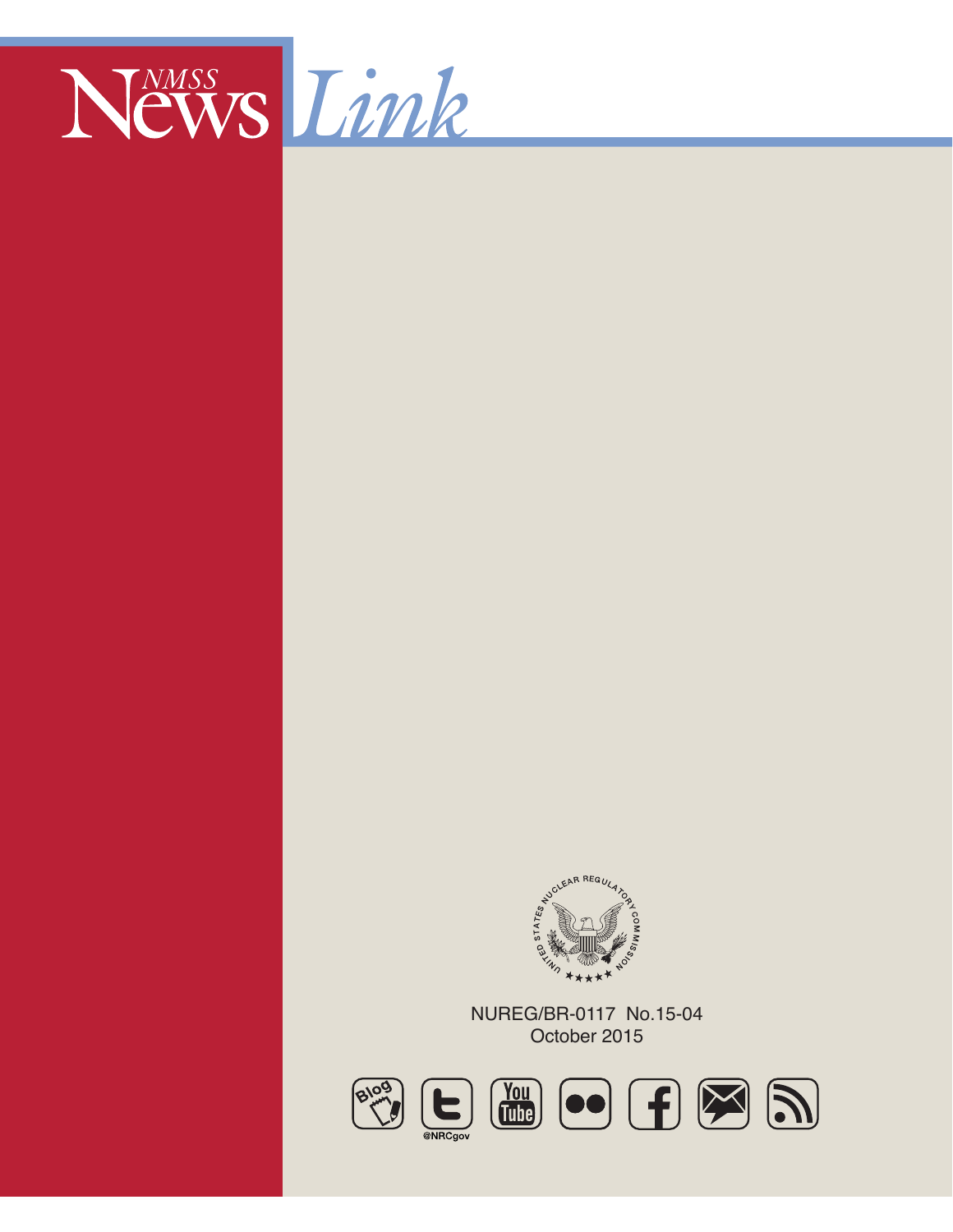# NMSS News Link

NUREG/BR-0117 No.15-04
October 2015

@NRCgov